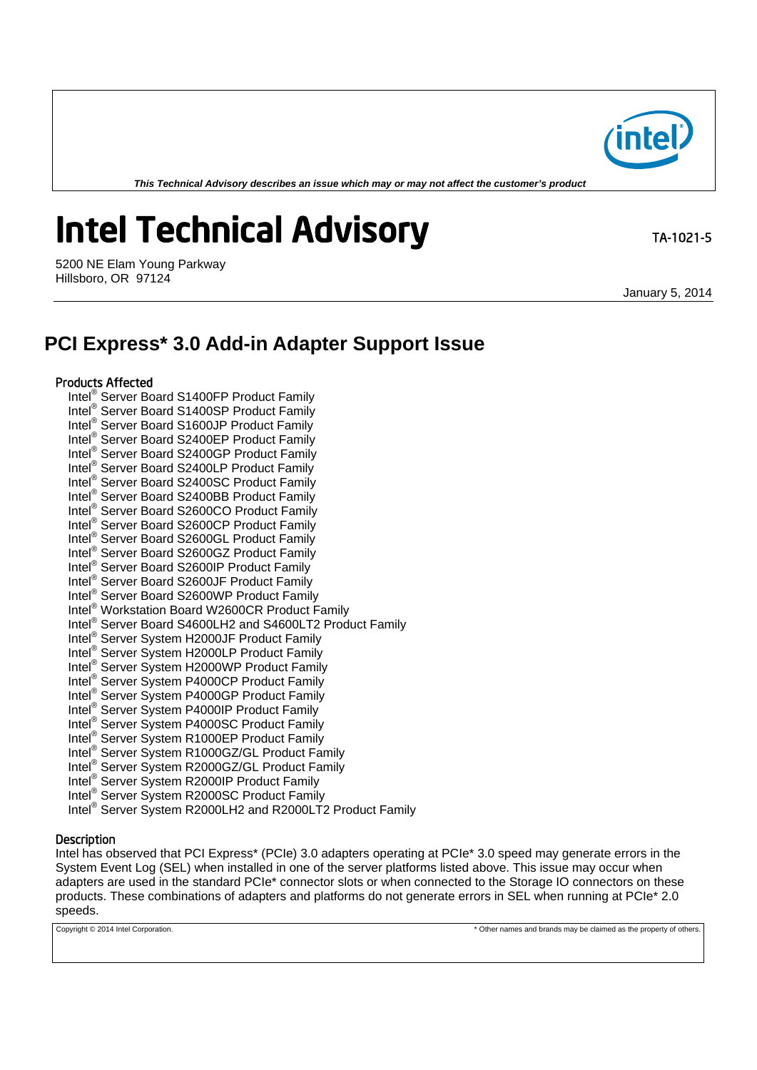*This Technical Advisory describes an issue which may or may not affect the customer's product*

# Intel Technical Advisory

TA-1021-5

5200 NE Elam Young Parkway
Hillsboro, OR 97124

January 5, 2014

## PCI Express* 3.0 Add-in Adapter Support Issue

### Products Affected

- Intel® Server Board S1400FP Product Family
- Intel® Server Board S1400SP Product Family
- Intel® Server Board S1600JP Product Family
- Intel® Server Board S2400EP Product Family
- Intel® Server Board S2400GP Product Family
- Intel® Server Board S2400LP Product Family
- Intel® Server Board S2400SC Product Family
- Intel® Server Board S2400BB Product Family
- Intel® Server Board S2600CO Product Family
- Intel® Server Board S2600CP Product Family
- Intel® Server Board S2600GL Product Family
- Intel® Server Board S2600GZ Product Family
- Intel® Server Board S2600IP Product Family
- Intel® Server Board S2600JF Product Family
- Intel® Server Board S2600WP Product Family
- Intel® Workstation Board W2600CR Product Family
- Intel® Server Board S4600LH2 and S4600LT2 Product Family
- Intel® Server System H2000JF Product Family
- Intel® Server System H2000LP Product Family
- Intel® Server System H2000WP Product Family
- Intel® Server System P4000CP Product Family
- Intel® Server System P4000GP Product Family
- Intel® Server System P4000IP Product Family
- Intel® Server System P4000SC Product Family
- Intel® Server System R1000EP Product Family
- Intel® Server System R1000GZ/GL Product Family
- Intel® Server System R2000GZ/GL Product Family
- Intel® Server System R2000IP Product Family
- Intel® Server System R2000SC Product Family
- Intel® Server System R2000LH2 and R2000LT2 Product Family

### Description

Intel has observed that PCI Express* (PCIe) 3.0 adapters operating at PCIe* 3.0 speed may generate errors in the System Event Log (SEL) when installed in one of the server platforms listed above. This issue may occur when adapters are used in the standard PCIe* connector slots or when connected to the Storage IO connectors on these products. These combinations of adapters and platforms do not generate errors in SEL when running at PCIe* 2.0 speeds.

Copyright © 2014 Intel Corporation. * Other names and brands may be claimed as the property of others.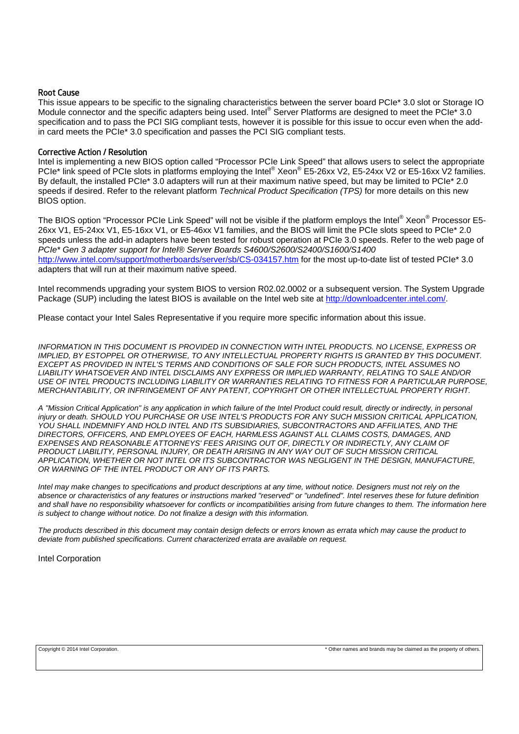### Root Cause

This issue appears to be specific to the signaling characteristics between the server board PCIe* 3.0 slot or Storage IO Module connector and the specific adapters being used. Intel® Server Platforms are designed to meet the PCIe* 3.0 specification and to pass the PCI SIG compliant tests, however it is possible for this issue to occur even when the add-in card meets the PCIe* 3.0 specification and passes the PCI SIG compliant tests.

### Corrective Action / Resolution

Intel is implementing a new BIOS option called "Processor PCIe Link Speed" that allows users to select the appropriate PCIe* link speed of PCIe slots in platforms employing the Intel® Xeon® E5-26xx V2, E5-24xx V2 or E5-16xx V2 families. By default, the installed PCIe* 3.0 adapters will run at their maximum native speed, but may be limited to PCIe* 2.0 speeds if desired. Refer to the relevant platform *Technical Product Specification (TPS)* for more details on this new BIOS option.

The BIOS option "Processor PCIe Link Speed" will not be visible if the platform employs the Intel® Xeon® Processor E5-26xx V1, E5-24xx V1, E5-16xx V1, or E5-46xx V1 families, and the BIOS will limit the PCIe slots speed to PCIe* 2.0 speeds unless the add-in adapters have been tested for robust operation at PCIe 3.0 speeds. Refer to the web page of *PCIe* Gen 3 adapter support for Intel® Server Boards S4600/S2600/S2400/S1600/S1400* http://www.intel.com/support/motherboards/server/sb/CS-034157.htm for the most up-to-date list of tested PCIe* 3.0 adapters that will run at their maximum native speed.

Intel recommends upgrading your system BIOS to version R02.02.0002 or a subsequent version. The System Upgrade Package (SUP) including the latest BIOS is available on the Intel web site at http://downloadcenter.intel.com/.

Please contact your Intel Sales Representative if you require more specific information about this issue.

*INFORMATION IN THIS DOCUMENT IS PROVIDED IN CONNECTION WITH INTEL PRODUCTS. NO LICENSE, EXPRESS OR IMPLIED, BY ESTOPPEL OR OTHERWISE, TO ANY INTELLECTUAL PROPERTY RIGHTS IS GRANTED BY THIS DOCUMENT. EXCEPT AS PROVIDED IN INTEL'S TERMS AND CONDITIONS OF SALE FOR SUCH PRODUCTS, INTEL ASSUMES NO LIABILITY WHATSOEVER AND INTEL DISCLAIMS ANY EXPRESS OR IMPLIED WARRANTY, RELATING TO SALE AND/OR USE OF INTEL PRODUCTS INCLUDING LIABILITY OR WARRANTIES RELATING TO FITNESS FOR A PARTICULAR PURPOSE, MERCHANTABILITY, OR INFRINGEMENT OF ANY PATENT, COPYRIGHT OR OTHER INTELLECTUAL PROPERTY RIGHT.*

*A "Mission Critical Application" is any application in which failure of the Intel Product could result, directly or indirectly, in personal injury or death. SHOULD YOU PURCHASE OR USE INTEL'S PRODUCTS FOR ANY SUCH MISSION CRITICAL APPLICATION, YOU SHALL INDEMNIFY AND HOLD INTEL AND ITS SUBSIDIARIES, SUBCONTRACTORS AND AFFILIATES, AND THE DIRECTORS, OFFICERS, AND EMPLOYEES OF EACH, HARMLESS AGAINST ALL CLAIMS COSTS, DAMAGES, AND EXPENSES AND REASONABLE ATTORNEYS' FEES ARISING OUT OF, DIRECTLY OR INDIRECTLY, ANY CLAIM OF PRODUCT LIABILITY, PERSONAL INJURY, OR DEATH ARISING IN ANY WAY OUT OF SUCH MISSION CRITICAL APPLICATION, WHETHER OR NOT INTEL OR ITS SUBCONTRACTOR WAS NEGLIGENT IN THE DESIGN, MANUFACTURE, OR WARNING OF THE INTEL PRODUCT OR ANY OF ITS PARTS.*

*Intel may make changes to specifications and product descriptions at any time, without notice. Designers must not rely on the absence or characteristics of any features or instructions marked "reserved" or "undefined". Intel reserves these for future definition and shall have no responsibility whatsoever for conflicts or incompatibilities arising from future changes to them. The information here is subject to change without notice. Do not finalize a design with this information.*

*The products described in this document may contain design defects or errors known as errata which may cause the product to deviate from published specifications. Current characterized errata are available on request.*

Intel Corporation

Copyright © 2014 Intel Corporation. * Other names and brands may be claimed as the property of others.